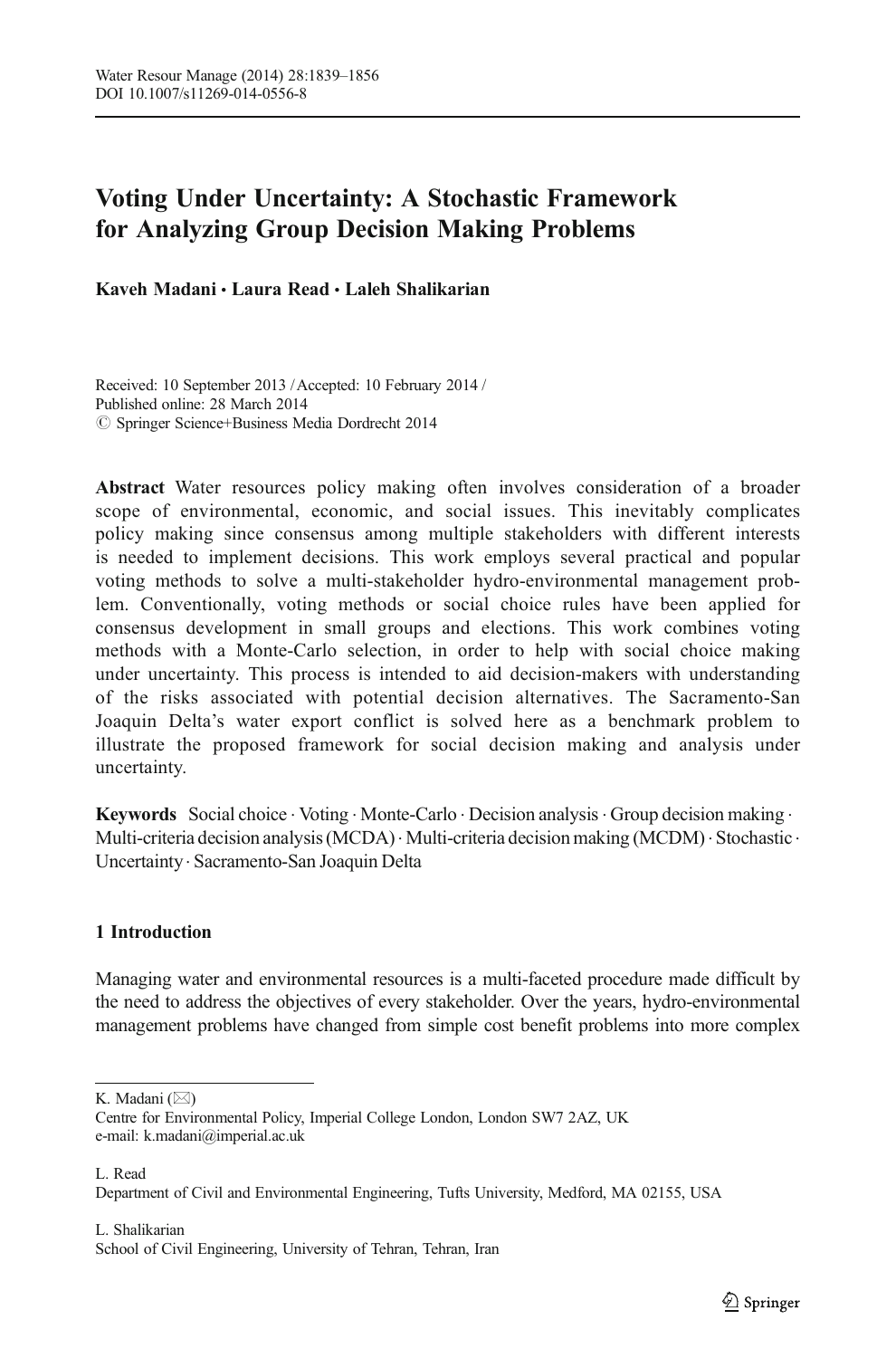# Voting Under Uncertainty: A Stochastic Framework for Analyzing Group Decision Making Problems

**Kaveh Madani · Laura Read · Laleh Shalikarian**

Received: 10 September 2013 / Accepted: 10 February 2014 /
Published online: 28 March 2014
© Springer Science+Business Media Dordrecht 2014

**Abstract** Water resources policy making often involves consideration of a broader scope of environmental, economic, and social issues. This inevitably complicates policy making since consensus among multiple stakeholders with different interests is needed to implement decisions. This work employs several practical and popular voting methods to solve a multi-stakeholder hydro-environmental management problem. Conventionally, voting methods or social choice rules have been applied for consensus development in small groups and elections. This work combines voting methods with a Monte-Carlo selection, in order to help with social choice making under uncertainty. This process is intended to aid decision-makers with understanding of the risks associated with potential decision alternatives. The Sacramento-San Joaquin Delta's water export conflict is solved here as a benchmark problem to illustrate the proposed framework for social decision making and analysis under uncertainty.

**Keywords** Social choice · Voting · Monte-Carlo · Decision analysis · Group decision making · Multi-criteria decision analysis (MCDA) · Multi-criteria decision making (MCDM) · Stochastic · Uncertainty · Sacramento-San Joaquin Delta

## 1 Introduction

Managing water and environmental resources is a multi-faceted procedure made difficult by the need to address the objectives of every stakeholder. Over the years, hydro-environmental management problems have changed from simple cost benefit problems into more complex

---

K. Madani (✉)
Centre for Environmental Policy, Imperial College London, London SW7 2AZ, UK
e-mail: k.madani@imperial.ac.uk

L. Read
Department of Civil and Environmental Engineering, Tufts University, Medford, MA 02155, USA

L. Shalikarian
School of Civil Engineering, University of Tehran, Tehran, Iran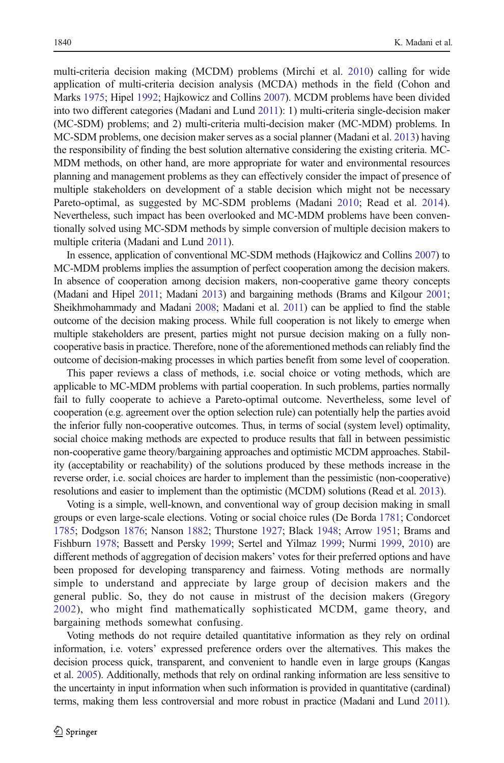multi-criteria decision making (MCDM) problems (Mirchi et al. 2010) calling for wide application of multi-criteria decision analysis (MCDA) methods in the field (Cohon and Marks 1975; Hipel 1992; Hajkowicz and Collins 2007). MCDM problems have been divided into two different categories (Madani and Lund 2011): 1) multi-criteria single-decision maker (MC-SDM) problems; and 2) multi-criteria multi-decision maker (MC-MDM) problems. In MC-SDM problems, one decision maker serves as a social planner (Madani et al. 2013) having the responsibility of finding the best solution alternative considering the existing criteria. MC-MDM methods, on other hand, are more appropriate for water and environmental resources planning and management problems as they can effectively consider the impact of presence of multiple stakeholders on development of a stable decision which might not be necessary Pareto-optimal, as suggested by MC-SDM problems (Madani 2010; Read et al. 2014). Nevertheless, such impact has been overlooked and MC-MDM problems have been conventionally solved using MC-SDM methods by simple conversion of multiple decision makers to multiple criteria (Madani and Lund 2011).

In essence, application of conventional MC-SDM methods (Hajkowicz and Collins 2007) to MC-MDM problems implies the assumption of perfect cooperation among the decision makers. In absence of cooperation among decision makers, non-cooperative game theory concepts (Madani and Hipel 2011; Madani 2013) and bargaining methods (Brams and Kilgour 2001; Sheikhmohammady and Madani 2008; Madani et al. 2011) can be applied to find the stable outcome of the decision making process. While full cooperation is not likely to emerge when multiple stakeholders are present, parties might not pursue decision making on a fully non-cooperative basis in practice. Therefore, none of the aforementioned methods can reliably find the outcome of decision-making processes in which parties benefit from some level of cooperation.

This paper reviews a class of methods, i.e. social choice or voting methods, which are applicable to MC-MDM problems with partial cooperation. In such problems, parties normally fail to fully cooperate to achieve a Pareto-optimal outcome. Nevertheless, some level of cooperation (e.g. agreement over the option selection rule) can potentially help the parties avoid the inferior fully non-cooperative outcomes. Thus, in terms of social (system level) optimality, social choice making methods are expected to produce results that fall in between pessimistic non-cooperative game theory/bargaining approaches and optimistic MCDM approaches. Stability (acceptability or reachability) of the solutions produced by these methods increase in the reverse order, i.e. social choices are harder to implement than the pessimistic (non-cooperative) resolutions and easier to implement than the optimistic (MCDM) solutions (Read et al. 2013).

Voting is a simple, well-known, and conventional way of group decision making in small groups or even large-scale elections. Voting or social choice rules (De Borda 1781; Condorcet 1785; Dodgson 1876; Nanson 1882; Thurstone 1927; Black 1948; Arrow 1951; Brams and Fishburn 1978; Bassett and Persky 1999; Sertel and Yilmaz 1999; Nurmi 1999, 2010) are different methods of aggregation of decision makers' votes for their preferred options and have been proposed for developing transparency and fairness. Voting methods are normally simple to understand and appreciate by large group of decision makers and the general public. So, they do not cause in mistrust of the decision makers (Gregory 2002), who might find mathematically sophisticated MCDM, game theory, and bargaining methods somewhat confusing.

Voting methods do not require detailed quantitative information as they rely on ordinal information, i.e. voters' expressed preference orders over the alternatives. This makes the decision process quick, transparent, and convenient to handle even in large groups (Kangas et al. 2005). Additionally, methods that rely on ordinal ranking information are less sensitive to the uncertainty in input information when such information is provided in quantitative (cardinal) terms, making them less controversial and more robust in practice (Madani and Lund 2011).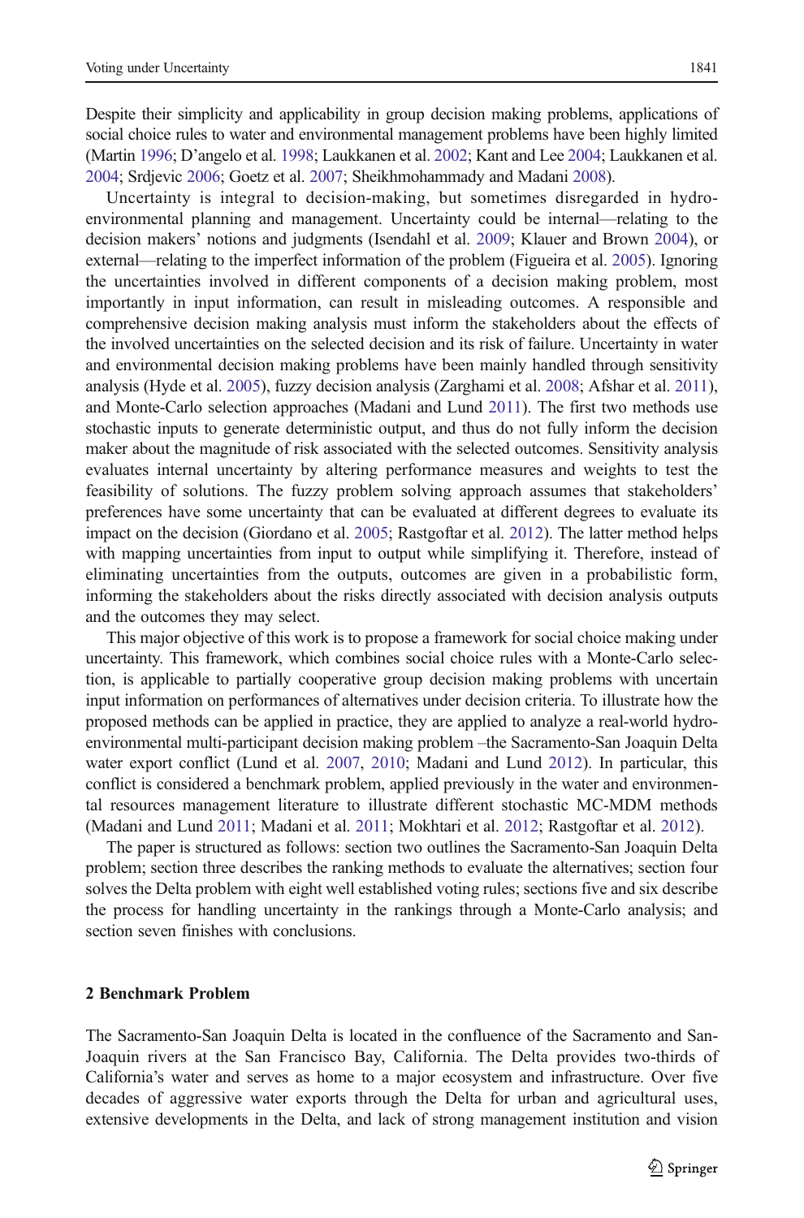Despite their simplicity and applicability in group decision making problems, applications of social choice rules to water and environmental management problems have been highly limited (Martin 1996; D'angelo et al. 1998; Laukkanen et al. 2002; Kant and Lee 2004; Laukkanen et al. 2004; Srdjevic 2006; Goetz et al. 2007; Sheikhmohammady and Madani 2008).

Uncertainty is integral to decision-making, but sometimes disregarded in hydro-environmental planning and management. Uncertainty could be internal—relating to the decision makers' notions and judgments (Isendahl et al. 2009; Klauer and Brown 2004), or external—relating to the imperfect information of the problem (Figueira et al. 2005). Ignoring the uncertainties involved in different components of a decision making problem, most importantly in input information, can result in misleading outcomes. A responsible and comprehensive decision making analysis must inform the stakeholders about the effects of the involved uncertainties on the selected decision and its risk of failure. Uncertainty in water and environmental decision making problems have been mainly handled through sensitivity analysis (Hyde et al. 2005), fuzzy decision analysis (Zarghami et al. 2008; Afshar et al. 2011), and Monte-Carlo selection approaches (Madani and Lund 2011). The first two methods use stochastic inputs to generate deterministic output, and thus do not fully inform the decision maker about the magnitude of risk associated with the selected outcomes. Sensitivity analysis evaluates internal uncertainty by altering performance measures and weights to test the feasibility of solutions. The fuzzy problem solving approach assumes that stakeholders' preferences have some uncertainty that can be evaluated at different degrees to evaluate its impact on the decision (Giordano et al. 2005; Rastgoftar et al. 2012). The latter method helps with mapping uncertainties from input to output while simplifying it. Therefore, instead of eliminating uncertainties from the outputs, outcomes are given in a probabilistic form, informing the stakeholders about the risks directly associated with decision analysis outputs and the outcomes they may select.

This major objective of this work is to propose a framework for social choice making under uncertainty. This framework, which combines social choice rules with a Monte-Carlo selection, is applicable to partially cooperative group decision making problems with uncertain input information on performances of alternatives under decision criteria. To illustrate how the proposed methods can be applied in practice, they are applied to analyze a real-world hydro-environmental multi-participant decision making problem –the Sacramento-San Joaquin Delta water export conflict (Lund et al. 2007, 2010; Madani and Lund 2012). In particular, this conflict is considered a benchmark problem, applied previously in the water and environmental resources management literature to illustrate different stochastic MC-MDM methods (Madani and Lund 2011; Madani et al. 2011; Mokhtari et al. 2012; Rastgoftar et al. 2012).

The paper is structured as follows: section two outlines the Sacramento-San Joaquin Delta problem; section three describes the ranking methods to evaluate the alternatives; section four solves the Delta problem with eight well established voting rules; sections five and six describe the process for handling uncertainty in the rankings through a Monte-Carlo analysis; and section seven finishes with conclusions.

## 2 Benchmark Problem

The Sacramento-San Joaquin Delta is located in the confluence of the Sacramento and San-Joaquin rivers at the San Francisco Bay, California. The Delta provides two-thirds of California's water and serves as home to a major ecosystem and infrastructure. Over five decades of aggressive water exports through the Delta for urban and agricultural uses, extensive developments in the Delta, and lack of strong management institution and vision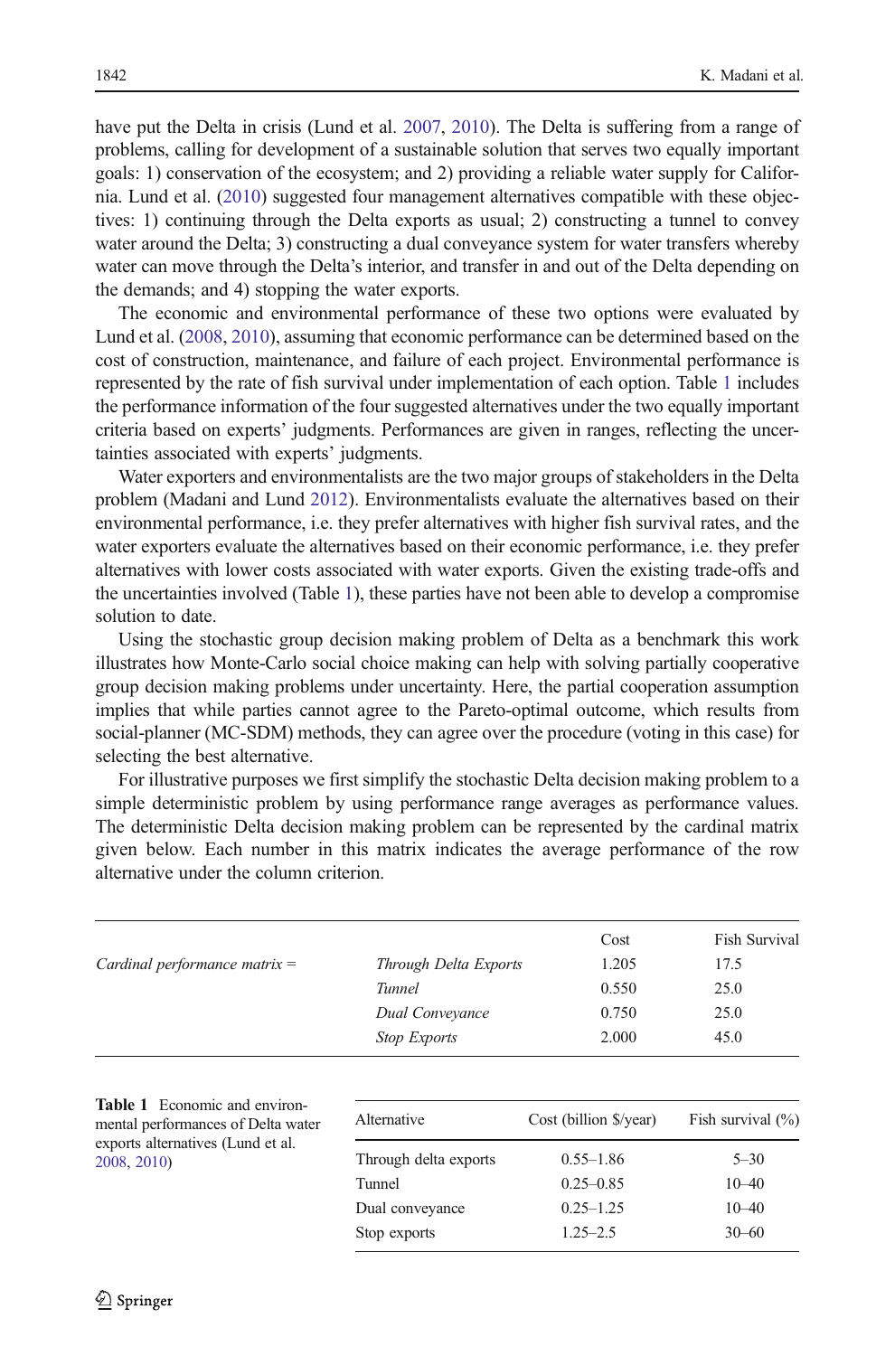have put the Delta in crisis (Lund et al. 2007, 2010). The Delta is suffering from a range of problems, calling for development of a sustainable solution that serves two equally important goals: 1) conservation of the ecosystem; and 2) providing a reliable water supply for California. Lund et al. (2010) suggested four management alternatives compatible with these objectives: 1) continuing through the Delta exports as usual; 2) constructing a tunnel to convey water around the Delta; 3) constructing a dual conveyance system for water transfers whereby water can move through the Delta's interior, and transfer in and out of the Delta depending on the demands; and 4) stopping the water exports.

The economic and environmental performance of these two options were evaluated by Lund et al. (2008, 2010), assuming that economic performance can be determined based on the cost of construction, maintenance, and failure of each project. Environmental performance is represented by the rate of fish survival under implementation of each option. Table 1 includes the performance information of the four suggested alternatives under the two equally important criteria based on experts' judgments. Performances are given in ranges, reflecting the uncertainties associated with experts' judgments.

Water exporters and environmentalists are the two major groups of stakeholders in the Delta problem (Madani and Lund 2012). Environmentalists evaluate the alternatives based on their environmental performance, i.e. they prefer alternatives with higher fish survival rates, and the water exporters evaluate the alternatives based on their economic performance, i.e. they prefer alternatives with lower costs associated with water exports. Given the existing trade-offs and the uncertainties involved (Table 1), these parties have not been able to develop a compromise solution to date.

Using the stochastic group decision making problem of Delta as a benchmark this work illustrates how Monte-Carlo social choice making can help with solving partially cooperative group decision making problems under uncertainty. Here, the partial cooperation assumption implies that while parties cannot agree to the Pareto-optimal outcome, which results from social-planner (MC-SDM) methods, they can agree over the procedure (voting in this case) for selecting the best alternative.

For illustrative purposes we first simplify the stochastic Delta decision making problem to a simple deterministic problem by using performance range averages as performance values. The deterministic Delta decision making problem can be represented by the cardinal matrix given below. Each number in this matrix indicates the average performance of the row alternative under the column criterion.

| | | Cost | Fish Survival |
|---|---|---|---|
| *Cardinal performance matrix =* | *Through Delta Exports* | 1.205 | 17.5 |
| | *Tunnel* | 0.550 | 25.0 |
| | *Dual Conveyance* | 0.750 | 25.0 |
| | *Stop Exports* | 2.000 | 45.0 |

**Table 1** Economic and environmental performances of Delta water exports alternatives (Lund et al. 2008, 2010)

| Alternative | Cost (billion $/year) | Fish survival (%) |
|---|---|---|
| Through delta exports | 0.55–1.86 | 5–30 |
| Tunnel | 0.25–0.85 | 10–40 |
| Dual conveyance | 0.25–1.25 | 10–40 |
| Stop exports | 1.25–2.5 | 30–60 |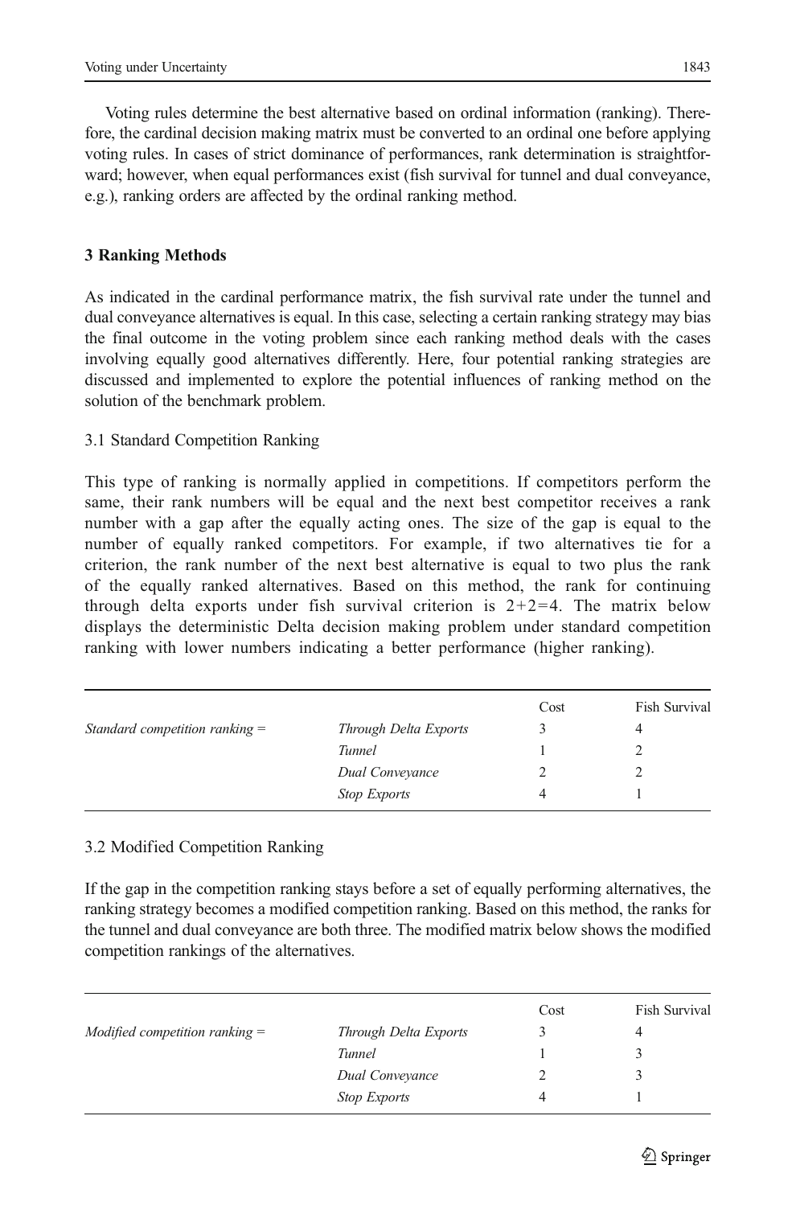Voting rules determine the best alternative based on ordinal information (ranking). Therefore, the cardinal decision making matrix must be converted to an ordinal one before applying voting rules. In cases of strict dominance of performances, rank determination is straightforward; however, when equal performances exist (fish survival for tunnel and dual conveyance, e.g.), ranking orders are affected by the ordinal ranking method.

## 3 Ranking Methods

As indicated in the cardinal performance matrix, the fish survival rate under the tunnel and dual conveyance alternatives is equal. In this case, selecting a certain ranking strategy may bias the final outcome in the voting problem since each ranking method deals with the cases involving equally good alternatives differently. Here, four potential ranking strategies are discussed and implemented to explore the potential influences of ranking method on the solution of the benchmark problem.

### 3.1 Standard Competition Ranking

This type of ranking is normally applied in competitions. If competitors perform the same, their rank numbers will be equal and the next best competitor receives a rank number with a gap after the equally acting ones. The size of the gap is equal to the number of equally ranked competitors. For example, if two alternatives tie for a criterion, the rank number of the next best alternative is equal to two plus the rank of the equally ranked alternatives. Based on this method, the rank for continuing through delta exports under fish survival criterion is 2+2=4. The matrix below displays the deterministic Delta decision making problem under standard competition ranking with lower numbers indicating a better performance (higher ranking).

| | | Cost | Fish Survival |
|---|---|---|---|
| *Standard competition ranking =* | *Through Delta Exports* | 3 | 4 |
| | *Tunnel* | 1 | 2 |
| | *Dual Conveyance* | 2 | 2 |
| | *Stop Exports* | 4 | 1 |

### 3.2 Modified Competition Ranking

If the gap in the competition ranking stays before a set of equally performing alternatives, the ranking strategy becomes a modified competition ranking. Based on this method, the ranks for the tunnel and dual conveyance are both three. The modified matrix below shows the modified competition rankings of the alternatives.

| | | Cost | Fish Survival |
|---|---|---|---|
| *Modified competition ranking =* | *Through Delta Exports* | 3 | 4 |
| | *Tunnel* | 1 | 3 |
| | *Dual Conveyance* | 2 | 3 |
| | *Stop Exports* | 4 | 1 |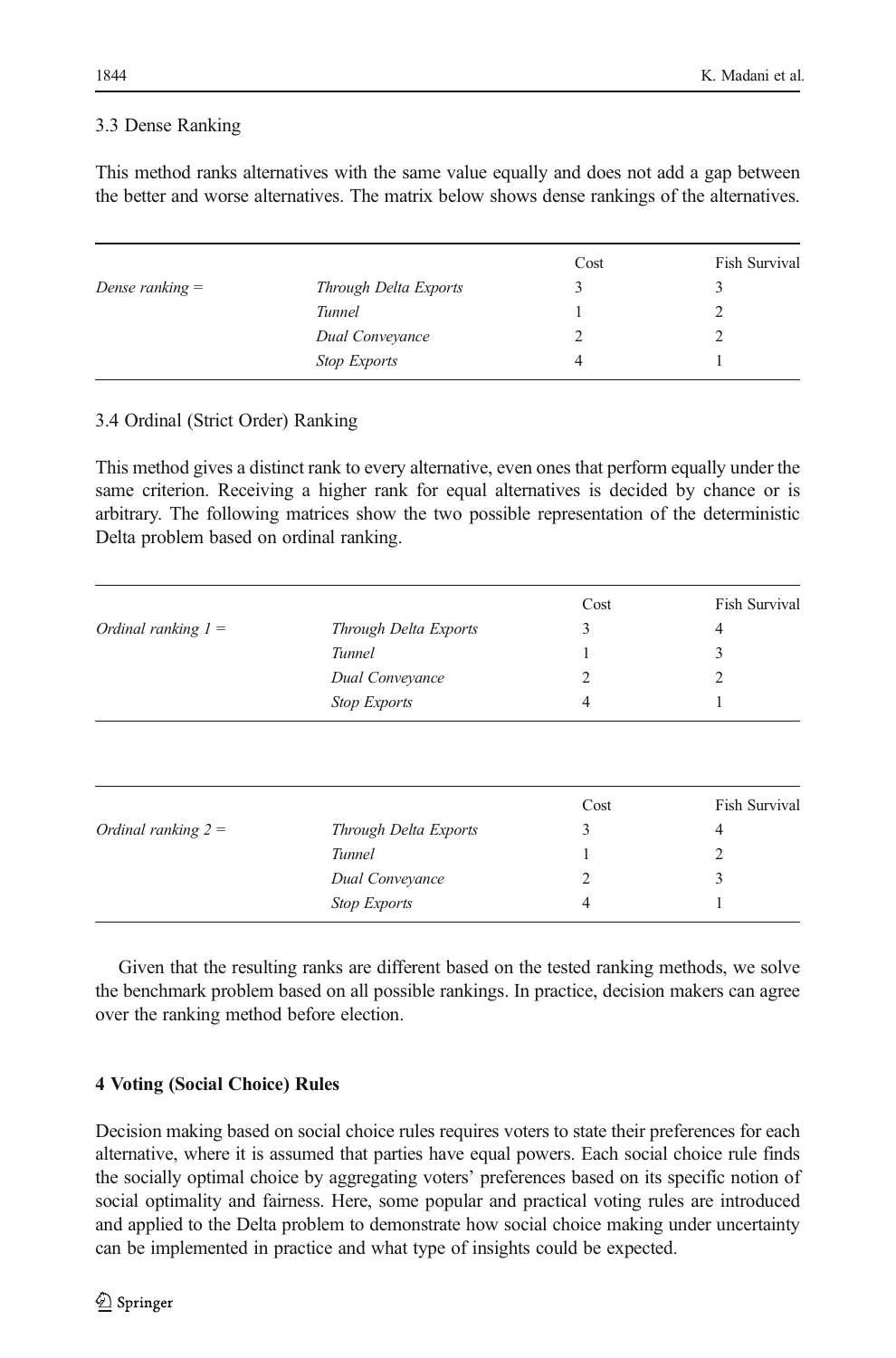### 3.3 Dense Ranking

This method ranks alternatives with the same value equally and does not add a gap between the better and worse alternatives. The matrix below shows dense rankings of the alternatives.

| | | Cost | Fish Survival |
|---|---|---|---|
| *Dense ranking =* | *Through Delta Exports* | 3 | 3 |
| | *Tunnel* | 1 | 2 |
| | *Dual Conveyance* | 2 | 2 |
| | *Stop Exports* | 4 | 1 |

### 3.4 Ordinal (Strict Order) Ranking

This method gives a distinct rank to every alternative, even ones that perform equally under the same criterion. Receiving a higher rank for equal alternatives is decided by chance or is arbitrary. The following matrices show the two possible representation of the deterministic Delta problem based on ordinal ranking.

| | | Cost | Fish Survival |
|---|---|---|---|
| *Ordinal ranking 1 =* | *Through Delta Exports* | 3 | 4 |
| | *Tunnel* | 1 | 3 |
| | *Dual Conveyance* | 2 | 2 |
| | *Stop Exports* | 4 | 1 |

| | | Cost | Fish Survival |
|---|---|---|---|
| *Ordinal ranking 2 =* | *Through Delta Exports* | 3 | 4 |
| | *Tunnel* | 1 | 2 |
| | *Dual Conveyance* | 2 | 3 |
| | *Stop Exports* | 4 | 1 |

Given that the resulting ranks are different based on the tested ranking methods, we solve the benchmark problem based on all possible rankings. In practice, decision makers can agree over the ranking method before election.

## 4 Voting (Social Choice) Rules

Decision making based on social choice rules requires voters to state their preferences for each alternative, where it is assumed that parties have equal powers. Each social choice rule finds the socially optimal choice by aggregating voters' preferences based on its specific notion of social optimality and fairness. Here, some popular and practical voting rules are introduced and applied to the Delta problem to demonstrate how social choice making under uncertainty can be implemented in practice and what type of insights could be expected.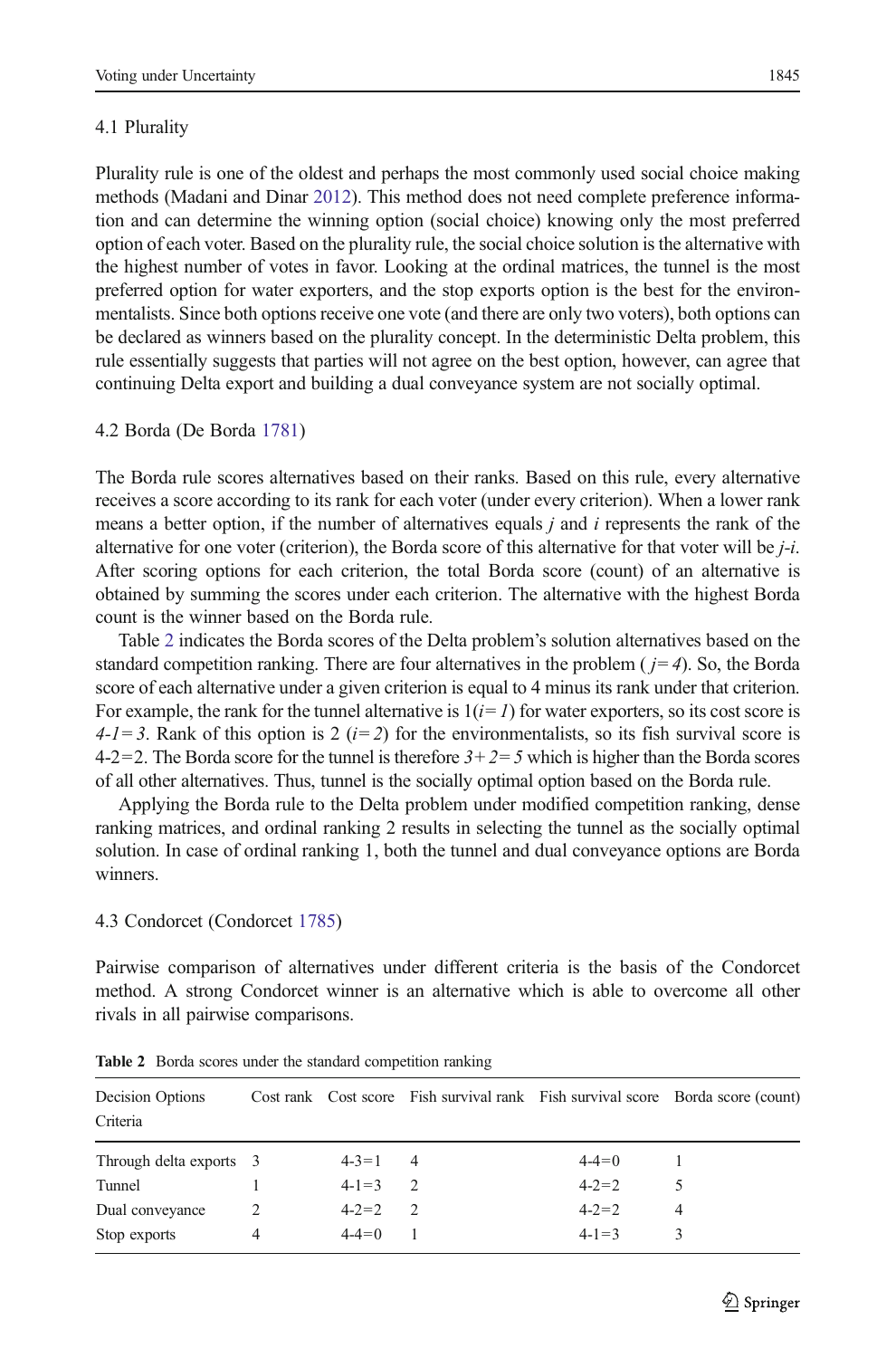### 4.1 Plurality

Plurality rule is one of the oldest and perhaps the most commonly used social choice making methods (Madani and Dinar 2012). This method does not need complete preference information and can determine the winning option (social choice) knowing only the most preferred option of each voter. Based on the plurality rule, the social choice solution is the alternative with the highest number of votes in favor. Looking at the ordinal matrices, the tunnel is the most preferred option for water exporters, and the stop exports option is the best for the environmentalists. Since both options receive one vote (and there are only two voters), both options can be declared as winners based on the plurality concept. In the deterministic Delta problem, this rule essentially suggests that parties will not agree on the best option, however, can agree that continuing Delta export and building a dual conveyance system are not socially optimal.

### 4.2 Borda (De Borda 1781)

The Borda rule scores alternatives based on their ranks. Based on this rule, every alternative receives a score according to its rank for each voter (under every criterion). When a lower rank means a better option, if the number of alternatives equals $j$ and $i$ represents the rank of the alternative for one voter (criterion), the Borda score of this alternative for that voter will be $j$-$i$. After scoring options for each criterion, the total Borda score (count) of an alternative is obtained by summing the scores under each criterion. The alternative with the highest Borda count is the winner based on the Borda rule.

Table 2 indicates the Borda scores of the Delta problem's solution alternatives based on the standard competition ranking. There are four alternatives in the problem ($j=4$). So, the Borda score of each alternative under a given criterion is equal to 4 minus its rank under that criterion. For example, the rank for the tunnel alternative is 1($i=1$) for water exporters, so its cost score is $4\text{-}1=3$. Rank of this option is 2 ($i=2$) for the environmentalists, so its fish survival score is 4-2=2. The Borda score for the tunnel is therefore $3+2=5$ which is higher than the Borda scores of all other alternatives. Thus, tunnel is the socially optimal option based on the Borda rule.

Applying the Borda rule to the Delta problem under modified competition ranking, dense ranking matrices, and ordinal ranking 2 results in selecting the tunnel as the socially optimal solution. In case of ordinal ranking 1, both the tunnel and dual conveyance options are Borda winners.

### 4.3 Condorcet (Condorcet 1785)

Pairwise comparison of alternatives under different criteria is the basis of the Condorcet method. A strong Condorcet winner is an alternative which is able to overcome all other rivals in all pairwise comparisons.

**Table 2** Borda scores under the standard competition ranking

| Decision Options<br>Criteria | Cost rank | Cost score | Fish survival rank | Fish survival score | Borda score (count) |
|---|---|---|---|---|---|
| Through delta exports | 3 | 4-3=1 | 4 | 4-4=0 | 1 |
| Tunnel | 1 | 4-1=3 | 2 | 4-2=2 | 5 |
| Dual conveyance | 2 | 4-2=2 | 2 | 4-2=2 | 4 |
| Stop exports | 4 | 4-4=0 | 1 | 4-1=3 | 3 |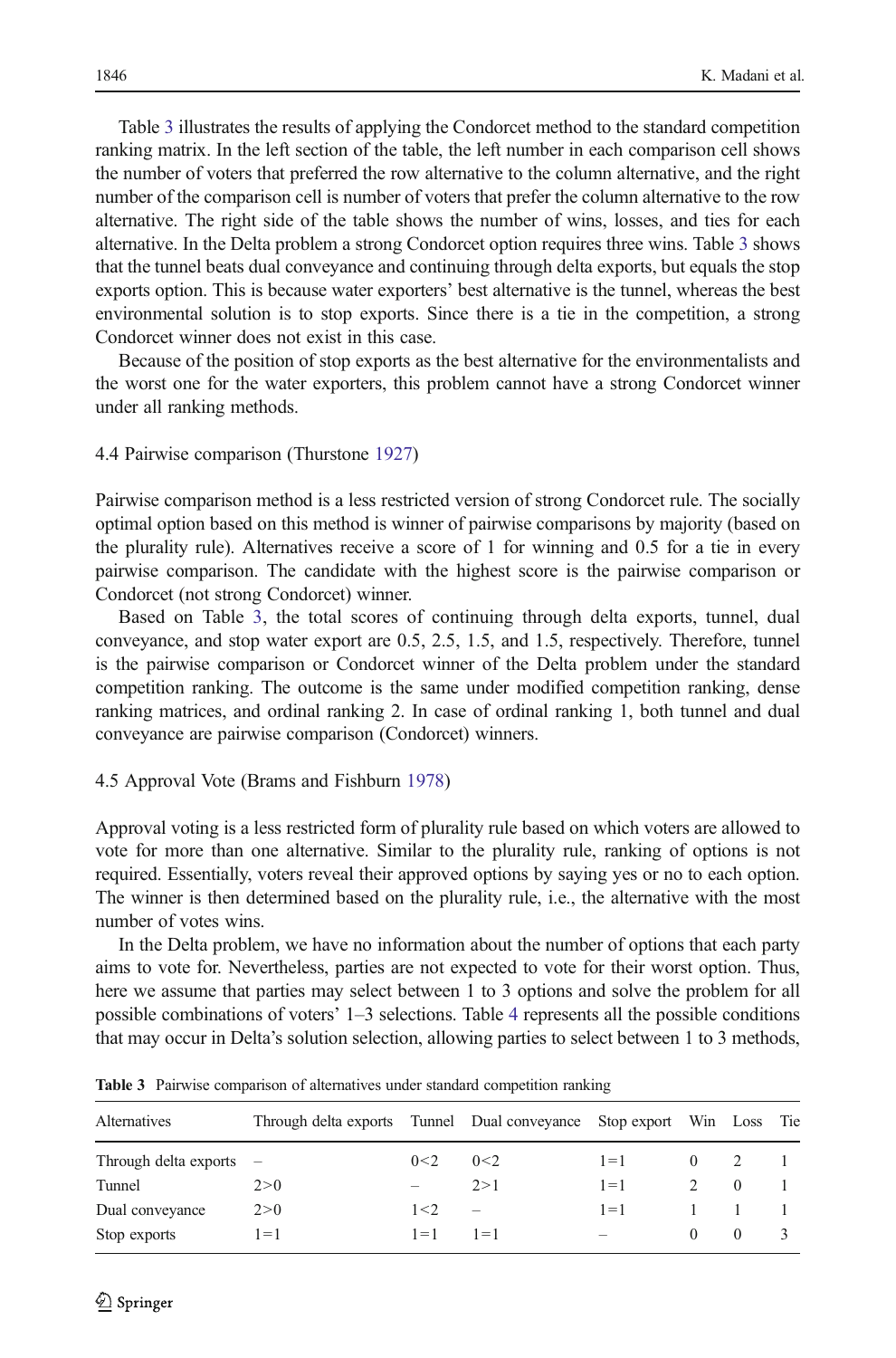Table 3 illustrates the results of applying the Condorcet method to the standard competition ranking matrix. In the left section of the table, the left number in each comparison cell shows the number of voters that preferred the row alternative to the column alternative, and the right number of the comparison cell is number of voters that prefer the column alternative to the row alternative. The right side of the table shows the number of wins, losses, and ties for each alternative. In the Delta problem a strong Condorcet option requires three wins. Table 3 shows that the tunnel beats dual conveyance and continuing through delta exports, but equals the stop exports option. This is because water exporters' best alternative is the tunnel, whereas the best environmental solution is to stop exports. Since there is a tie in the competition, a strong Condorcet winner does not exist in this case.

Because of the position of stop exports as the best alternative for the environmentalists and the worst one for the water exporters, this problem cannot have a strong Condorcet winner under all ranking methods.

### 4.4 Pairwise comparison (Thurstone 1927)

Pairwise comparison method is a less restricted version of strong Condorcet rule. The socially optimal option based on this method is winner of pairwise comparisons by majority (based on the plurality rule). Alternatives receive a score of 1 for winning and 0.5 for a tie in every pairwise comparison. The candidate with the highest score is the pairwise comparison or Condorcet (not strong Condorcet) winner.

Based on Table 3, the total scores of continuing through delta exports, tunnel, dual conveyance, and stop water export are 0.5, 2.5, 1.5, and 1.5, respectively. Therefore, tunnel is the pairwise comparison or Condorcet winner of the Delta problem under the standard competition ranking. The outcome is the same under modified competition ranking, dense ranking matrices, and ordinal ranking 2. In case of ordinal ranking 1, both tunnel and dual conveyance are pairwise comparison (Condorcet) winners.

### 4.5 Approval Vote (Brams and Fishburn 1978)

Approval voting is a less restricted form of plurality rule based on which voters are allowed to vote for more than one alternative. Similar to the plurality rule, ranking of options is not required. Essentially, voters reveal their approved options by saying yes or no to each option. The winner is then determined based on the plurality rule, i.e., the alternative with the most number of votes wins.

In the Delta problem, we have no information about the number of options that each party aims to vote for. Nevertheless, parties are not expected to vote for their worst option. Thus, here we assume that parties may select between 1 to 3 options and solve the problem for all possible combinations of voters' 1–3 selections. Table 4 represents all the possible conditions that may occur in Delta's solution selection, allowing parties to select between 1 to 3 methods,

**Table 3** Pairwise comparison of alternatives under standard competition ranking

| Alternatives | Through delta exports | Tunnel | Dual conveyance | Stop export | Win | Loss | Tie |
|---|---|---|---|---|---|---|---|
| Through delta exports | – | 0<2 | 0<2 | 1=1 | 0 | 2 | 1 |
| Tunnel | 2>0 | – | 2>1 | 1=1 | 2 | 0 | 1 |
| Dual conveyance | 2>0 | 1<2 | – | 1=1 | 1 | 1 | 1 |
| Stop exports | 1=1 | 1=1 | 1=1 | – | 0 | 0 | 3 |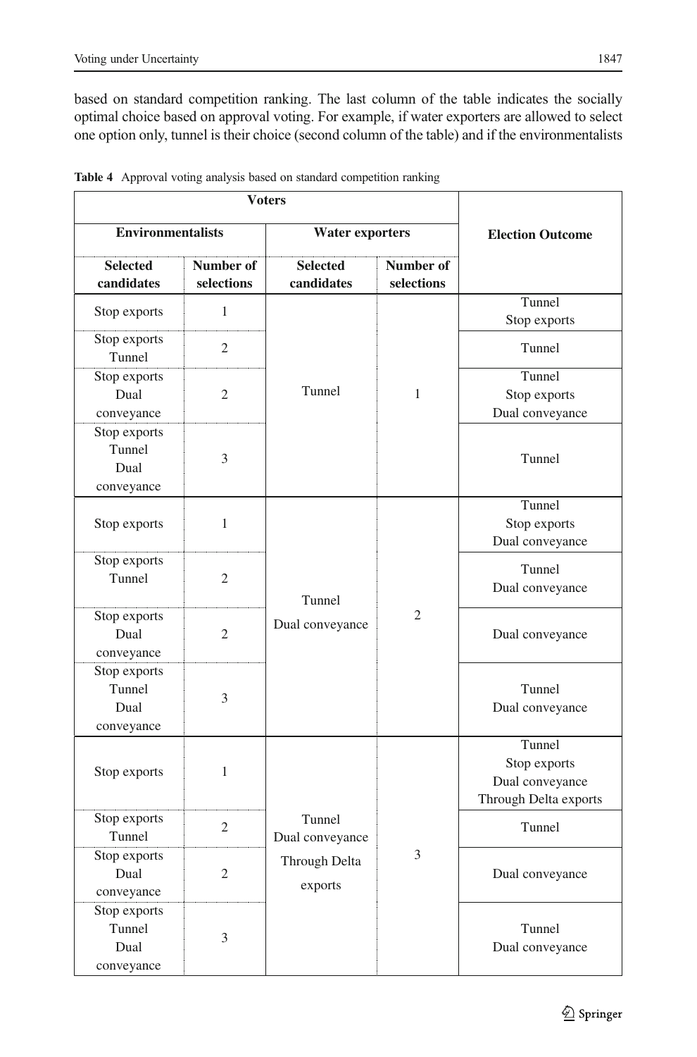based on standard competition ranking. The last column of the table indicates the socially optimal choice based on approval voting. For example, if water exporters are allowed to select one option only, tunnel is their choice (second column of the table) and if the environmentalists

**Table 4** Approval voting analysis based on standard competition ranking

| Voters | | | | Election Outcome |
|---|---|---|---|---|
| Environmentalists | | Water exporters | | |
| Selected candidates | Number of selections | Selected candidates | Number of selections | |
| Stop exports | 1 | Tunnel | 1 | Tunnel<br>Stop exports |
| Stop exports<br>Tunnel | 2 | | | Tunnel |
| Stop exports<br>Dual conveyance | 2 | | | Tunnel<br>Stop exports<br>Dual conveyance |
| Stop exports<br>Tunnel<br>Dual conveyance | 3 | | | Tunnel |
| Stop exports | 1 | Tunnel<br>Dual conveyance | 2 | Tunnel<br>Stop exports<br>Dual conveyance |
| Stop exports<br>Tunnel | 2 | | | Tunnel<br>Dual conveyance |
| Stop exports<br>Dual conveyance | 2 | | | Dual conveyance |
| Stop exports<br>Tunnel<br>Dual conveyance | 3 | | | Tunnel<br>Dual conveyance |
| Stop exports | 1 | Tunnel<br>Dual conveyance<br>Through Delta exports | 3 | Tunnel<br>Stop exports<br>Dual conveyance<br>Through Delta exports |
| Stop exports<br>Tunnel | 2 | | | Tunnel |
| Stop exports<br>Dual conveyance | 2 | | | Dual conveyance |
| Stop exports<br>Tunnel<br>Dual conveyance | 3 | | | Tunnel<br>Dual conveyance |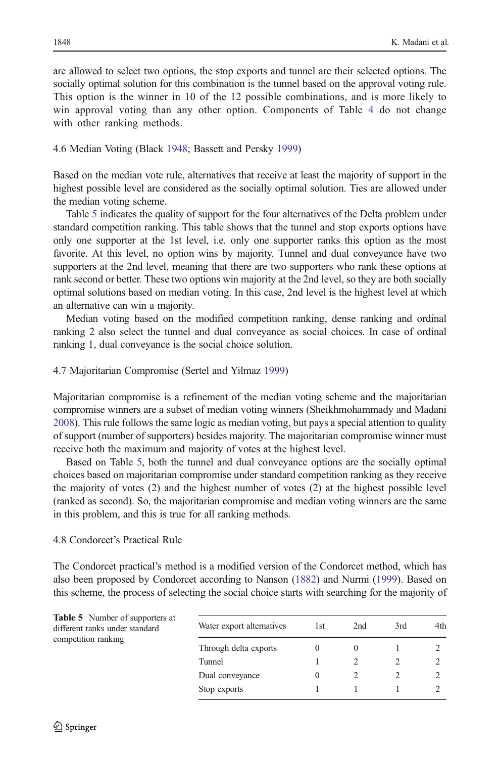are allowed to select two options, the stop exports and tunnel are their selected options. The socially optimal solution for this combination is the tunnel based on the approval voting rule. This option is the winner in 10 of the 12 possible combinations, and is more likely to win approval voting than any other option. Components of Table 4 do not change with other ranking methods.

### 4.6 Median Voting (Black 1948; Bassett and Persky 1999)

Based on the median vote rule, alternatives that receive at least the majority of support in the highest possible level are considered as the socially optimal solution. Ties are allowed under the median voting scheme.

Table 5 indicates the quality of support for the four alternatives of the Delta problem under standard competition ranking. This table shows that the tunnel and stop exports options have only one supporter at the 1st level, i.e. only one supporter ranks this option as the most favorite. At this level, no option wins by majority. Tunnel and dual conveyance have two supporters at the 2nd level, meaning that there are two supporters who rank these options at rank second or better. These two options win majority at the 2nd level, so they are both socially optimal solutions based on median voting. In this case, 2nd level is the highest level at which an alternative can win a majority.

Median voting based on the modified competition ranking, dense ranking and ordinal ranking 2 also select the tunnel and dual conveyance as social choices. In case of ordinal ranking 1, dual conveyance is the social choice solution.

### 4.7 Majoritarian Compromise (Sertel and Yilmaz 1999)

Majoritarian compromise is a refinement of the median voting scheme and the majoritarian compromise winners are a subset of median voting winners (Sheikhmohammady and Madani 2008). This rule follows the same logic as median voting, but pays a special attention to quality of support (number of supporters) besides majority. The majoritarian compromise winner must receive both the maximum and majority of votes at the highest level.

Based on Table 5, both the tunnel and dual conveyance options are the socially optimal choices based on majoritarian compromise under standard competition ranking as they receive the majority of votes (2) and the highest number of votes (2) at the highest possible level (ranked as second). So, the majoritarian compromise and median voting winners are the same in this problem, and this is true for all ranking methods.

### 4.8 Condorcet's Practical Rule

The Condorcet practical's method is a modified version of the Condorcet method, which has also been proposed by Condorcet according to Nanson (1882) and Nurmi (1999). Based on this scheme, the process of selecting the social choice starts with searching for the majority of

**Table 5** Number of supporters at different ranks under standard competition ranking

| Water export alternatives | 1st | 2nd | 3rd | 4th |
|---|---|---|---|---|
| Through delta exports | 0 | 0 | 1 | 2 |
| Tunnel | 1 | 2 | 2 | 2 |
| Dual conveyance | 0 | 2 | 2 | 2 |
| Stop exports | 1 | 1 | 1 | 2 |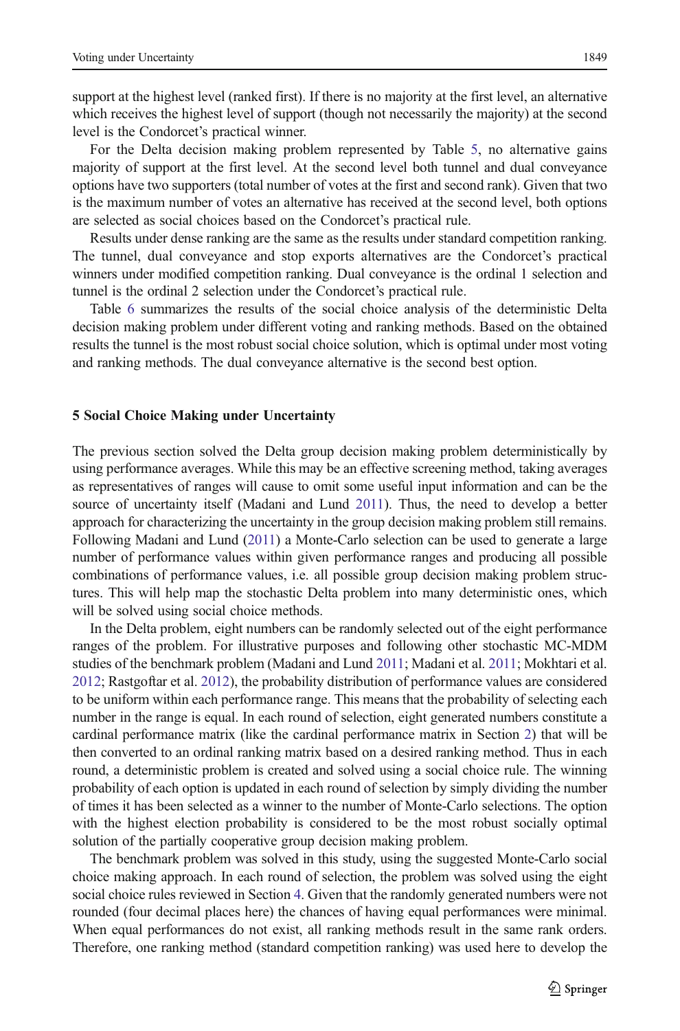support at the highest level (ranked first). If there is no majority at the first level, an alternative which receives the highest level of support (though not necessarily the majority) at the second level is the Condorcet's practical winner.

For the Delta decision making problem represented by Table 5, no alternative gains majority of support at the first level. At the second level both tunnel and dual conveyance options have two supporters (total number of votes at the first and second rank). Given that two is the maximum number of votes an alternative has received at the second level, both options are selected as social choices based on the Condorcet's practical rule.

Results under dense ranking are the same as the results under standard competition ranking. The tunnel, dual conveyance and stop exports alternatives are the Condorcet's practical winners under modified competition ranking. Dual conveyance is the ordinal 1 selection and tunnel is the ordinal 2 selection under the Condorcet's practical rule.

Table 6 summarizes the results of the social choice analysis of the deterministic Delta decision making problem under different voting and ranking methods. Based on the obtained results the tunnel is the most robust social choice solution, which is optimal under most voting and ranking methods. The dual conveyance alternative is the second best option.

## 5 Social Choice Making under Uncertainty

The previous section solved the Delta group decision making problem deterministically by using performance averages. While this may be an effective screening method, taking averages as representatives of ranges will cause to omit some useful input information and can be the source of uncertainty itself (Madani and Lund 2011). Thus, the need to develop a better approach for characterizing the uncertainty in the group decision making problem still remains. Following Madani and Lund (2011) a Monte-Carlo selection can be used to generate a large number of performance values within given performance ranges and producing all possible combinations of performance values, i.e. all possible group decision making problem structures. This will help map the stochastic Delta problem into many deterministic ones, which will be solved using social choice methods.

In the Delta problem, eight numbers can be randomly selected out of the eight performance ranges of the problem. For illustrative purposes and following other stochastic MC-MDM studies of the benchmark problem (Madani and Lund 2011; Madani et al. 2011; Mokhtari et al. 2012; Rastgoftar et al. 2012), the probability distribution of performance values are considered to be uniform within each performance range. This means that the probability of selecting each number in the range is equal. In each round of selection, eight generated numbers constitute a cardinal performance matrix (like the cardinal performance matrix in Section 2) that will be then converted to an ordinal ranking matrix based on a desired ranking method. Thus in each round, a deterministic problem is created and solved using a social choice rule. The winning probability of each option is updated in each round of selection by simply dividing the number of times it has been selected as a winner to the number of Monte-Carlo selections. The option with the highest election probability is considered to be the most robust socially optimal solution of the partially cooperative group decision making problem.

The benchmark problem was solved in this study, using the suggested Monte-Carlo social choice making approach. In each round of selection, the problem was solved using the eight social choice rules reviewed in Section 4. Given that the randomly generated numbers were not rounded (four decimal places here) the chances of having equal performances were minimal. When equal performances do not exist, all ranking methods result in the same rank orders. Therefore, one ranking method (standard competition ranking) was used here to develop the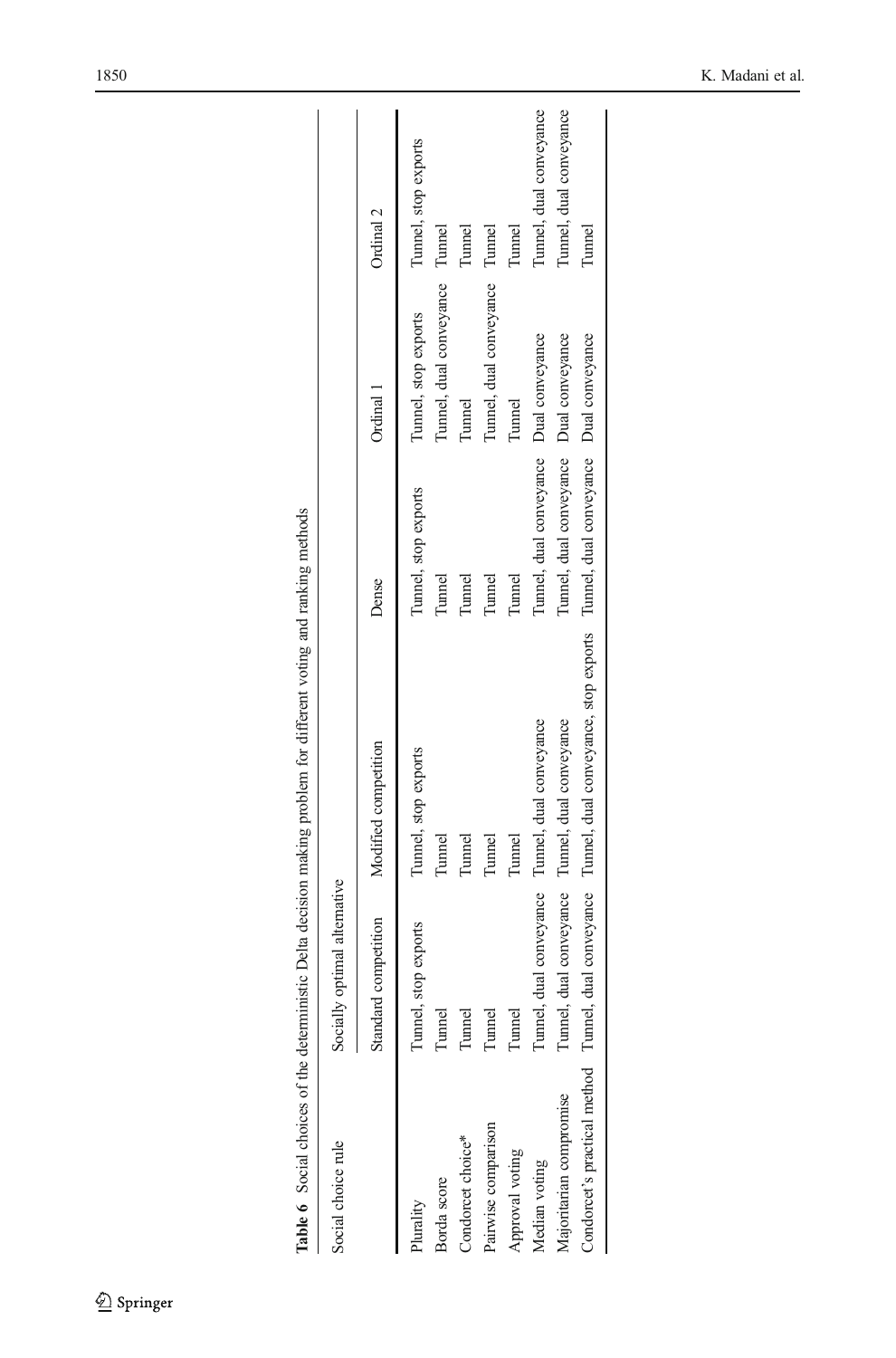**Table 6** Social choices of the deterministic Delta decision making problem for different voting and ranking methods

| Social choice rule | Socially optimal alternative | | | | |
|---|---|---|---|---|---|
| | Standard competition | Modified competition | Dense | Ordinal 1 | Ordinal 2 |
| Plurality | Tunnel, stop exports | Tunnel, stop exports | Tunnel, stop exports | Tunnel, stop exports | Tunnel, stop exports |
| Borda score | Tunnel | Tunnel | Tunnel | Tunnel, dual conveyance | Tunnel |
| Condorcet choice* | Tunnel | Tunnel | Tunnel | Tunnel | Tunnel |
| Pairwise comparison | Tunnel | Tunnel | Tunnel | Tunnel, dual conveyance | Tunnel |
| Approval voting | Tunnel | Tunnel | Tunnel | Tunnel | Tunnel |
| Median voting | Tunnel, dual conveyance | Tunnel, dual conveyance | Tunnel, dual conveyance | Dual conveyance | Tunnel, dual conveyance |
| Majoritarian compromise | Tunnel, dual conveyance | Tunnel, dual conveyance | Tunnel, dual conveyance | Dual conveyance | Tunnel, dual conveyance |
| Condorcet's practical method | Tunnel, dual conveyance | Tunnel, dual conveyance, stop exports | Tunnel, dual conveyance | Dual conveyance | Tunnel |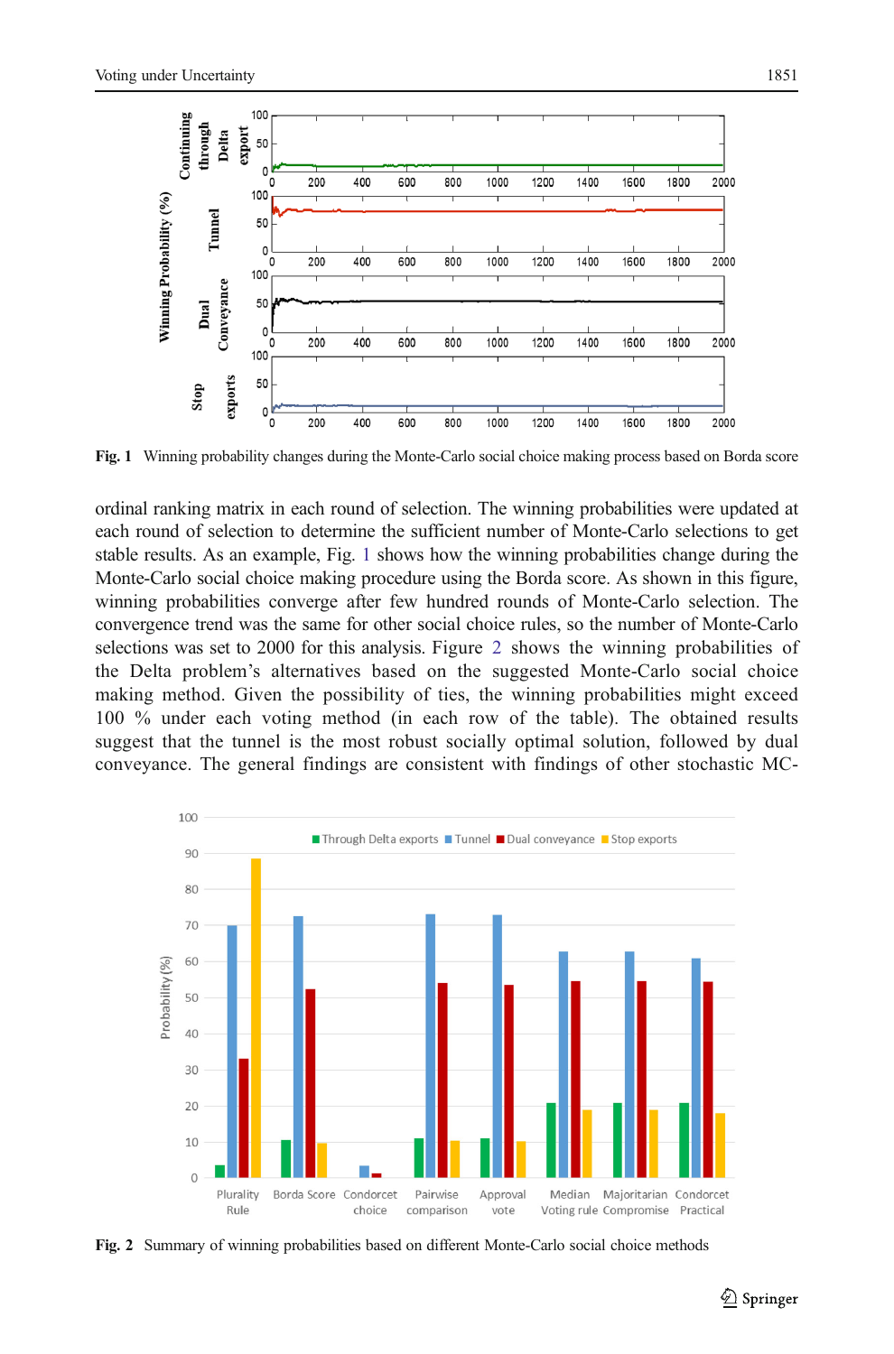Fig. 1 Winning probability changes during the Monte-Carlo social choice making process based on Borda score

ordinal ranking matrix in each round of selection. The winning probabilities were updated at each round of selection to determine the sufficient number of Monte-Carlo selections to get stable results. As an example, Fig. 1 shows how the winning probabilities change during the Monte-Carlo social choice making procedure using the Borda score. As shown in this figure, winning probabilities converge after few hundred rounds of Monte-Carlo selection. The convergence trend was the same for other social choice rules, so the number of Monte-Carlo selections was set to 2000 for this analysis. Figure 2 shows the winning probabilities of the Delta problem's alternatives based on the suggested Monte-Carlo social choice making method. Given the possibility of ties, the winning probabilities might exceed 100 % under each voting method (in each row of the table). The obtained results suggest that the tunnel is the most robust socially optimal solution, followed by dual conveyance. The general findings are consistent with findings of other stochastic MC-

Fig. 2 Summary of winning probabilities based on different Monte-Carlo social choice methods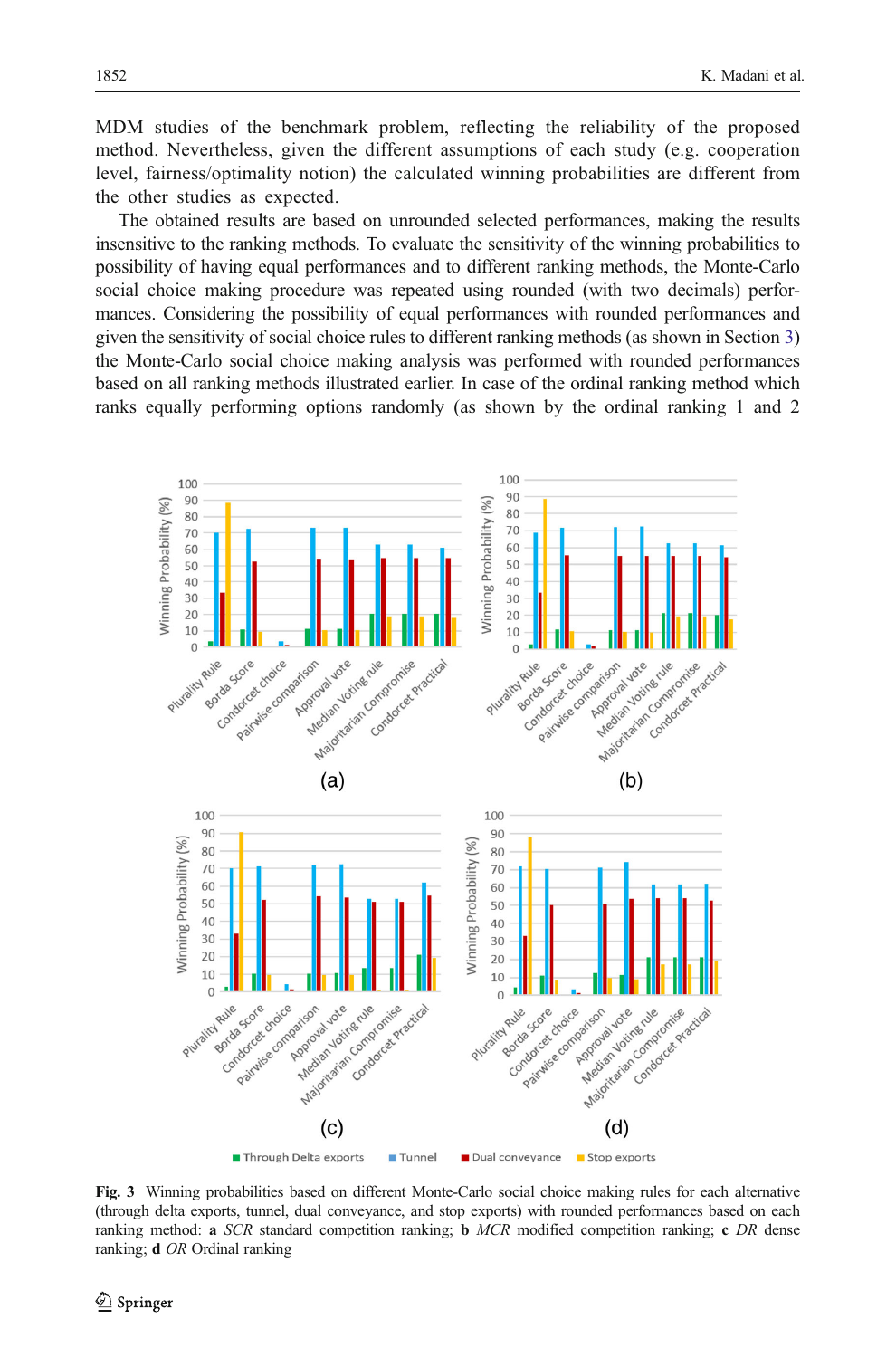MDM studies of the benchmark problem, reflecting the reliability of the proposed method. Nevertheless, given the different assumptions of each study (e.g. cooperation level, fairness/optimality notion) the calculated winning probabilities are different from the other studies as expected.

The obtained results are based on unrounded selected performances, making the results insensitive to the ranking methods. To evaluate the sensitivity of the winning probabilities to possibility of having equal performances and to different ranking methods, the Monte-Carlo social choice making procedure was repeated using rounded (with two decimals) performances. Considering the possibility of equal performances with rounded performances and given the sensitivity of social choice rules to different ranking methods (as shown in Section 3) the Monte-Carlo social choice making analysis was performed with rounded performances based on all ranking methods illustrated earlier. In case of the ordinal ranking method which ranks equally performing options randomly (as shown by the ordinal ranking 1 and 2

**Fig. 3** Winning probabilities based on different Monte-Carlo social choice making rules for each alternative (through delta exports, tunnel, dual conveyance, and stop exports) with rounded performances based on each ranking method: **a** *SCR* standard competition ranking; **b** *MCR* modified competition ranking; **c** *DR* dense ranking; **d** *OR* Ordinal ranking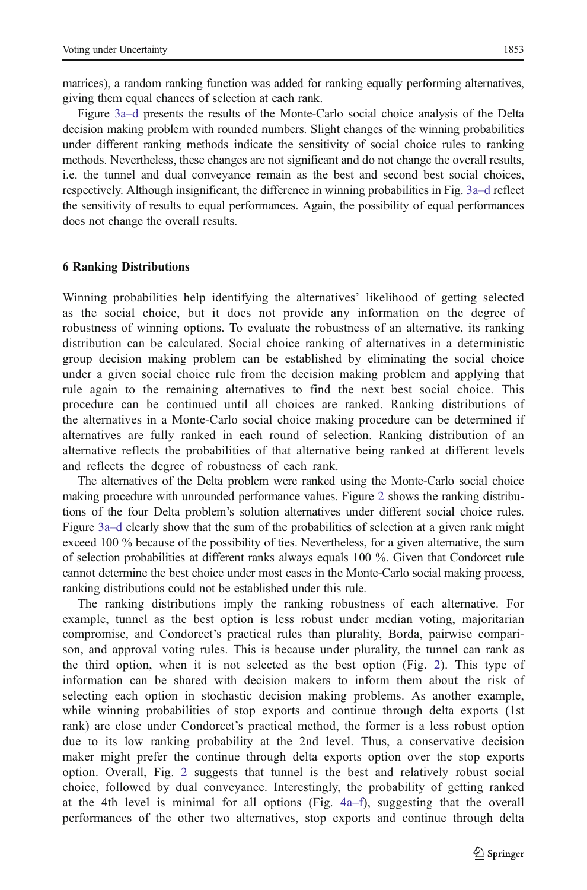matrices), a random ranking function was added for ranking equally performing alternatives, giving them equal chances of selection at each rank.

Figure 3a–d presents the results of the Monte-Carlo social choice analysis of the Delta decision making problem with rounded numbers. Slight changes of the winning probabilities under different ranking methods indicate the sensitivity of social choice rules to ranking methods. Nevertheless, these changes are not significant and do not change the overall results, i.e. the tunnel and dual conveyance remain as the best and second best social choices, respectively. Although insignificant, the difference in winning probabilities in Fig. 3a–d reflect the sensitivity of results to equal performances. Again, the possibility of equal performances does not change the overall results.

## 6 Ranking Distributions

Winning probabilities help identifying the alternatives' likelihood of getting selected as the social choice, but it does not provide any information on the degree of robustness of winning options. To evaluate the robustness of an alternative, its ranking distribution can be calculated. Social choice ranking of alternatives in a deterministic group decision making problem can be established by eliminating the social choice under a given social choice rule from the decision making problem and applying that rule again to the remaining alternatives to find the next best social choice. This procedure can be continued until all choices are ranked. Ranking distributions of the alternatives in a Monte-Carlo social choice making procedure can be determined if alternatives are fully ranked in each round of selection. Ranking distribution of an alternative reflects the probabilities of that alternative being ranked at different levels and reflects the degree of robustness of each rank.

The alternatives of the Delta problem were ranked using the Monte-Carlo social choice making procedure with unrounded performance values. Figure 2 shows the ranking distributions of the four Delta problem's solution alternatives under different social choice rules. Figure 3a–d clearly show that the sum of the probabilities of selection at a given rank might exceed 100 % because of the possibility of ties. Nevertheless, for a given alternative, the sum of selection probabilities at different ranks always equals 100 %. Given that Condorcet rule cannot determine the best choice under most cases in the Monte-Carlo social making process, ranking distributions could not be established under this rule.

The ranking distributions imply the ranking robustness of each alternative. For example, tunnel as the best option is less robust under median voting, majoritarian compromise, and Condorcet's practical rules than plurality, Borda, pairwise comparison, and approval voting rules. This is because under plurality, the tunnel can rank as the third option, when it is not selected as the best option (Fig. 2). This type of information can be shared with decision makers to inform them about the risk of selecting each option in stochastic decision making problems. As another example, while winning probabilities of stop exports and continue through delta exports (1st rank) are close under Condorcet's practical method, the former is a less robust option due to its low ranking probability at the 2nd level. Thus, a conservative decision maker might prefer the continue through delta exports option over the stop exports option. Overall, Fig. 2 suggests that tunnel is the best and relatively robust social choice, followed by dual conveyance. Interestingly, the probability of getting ranked at the 4th level is minimal for all options (Fig. 4a–f), suggesting that the overall performances of the other two alternatives, stop exports and continue through delta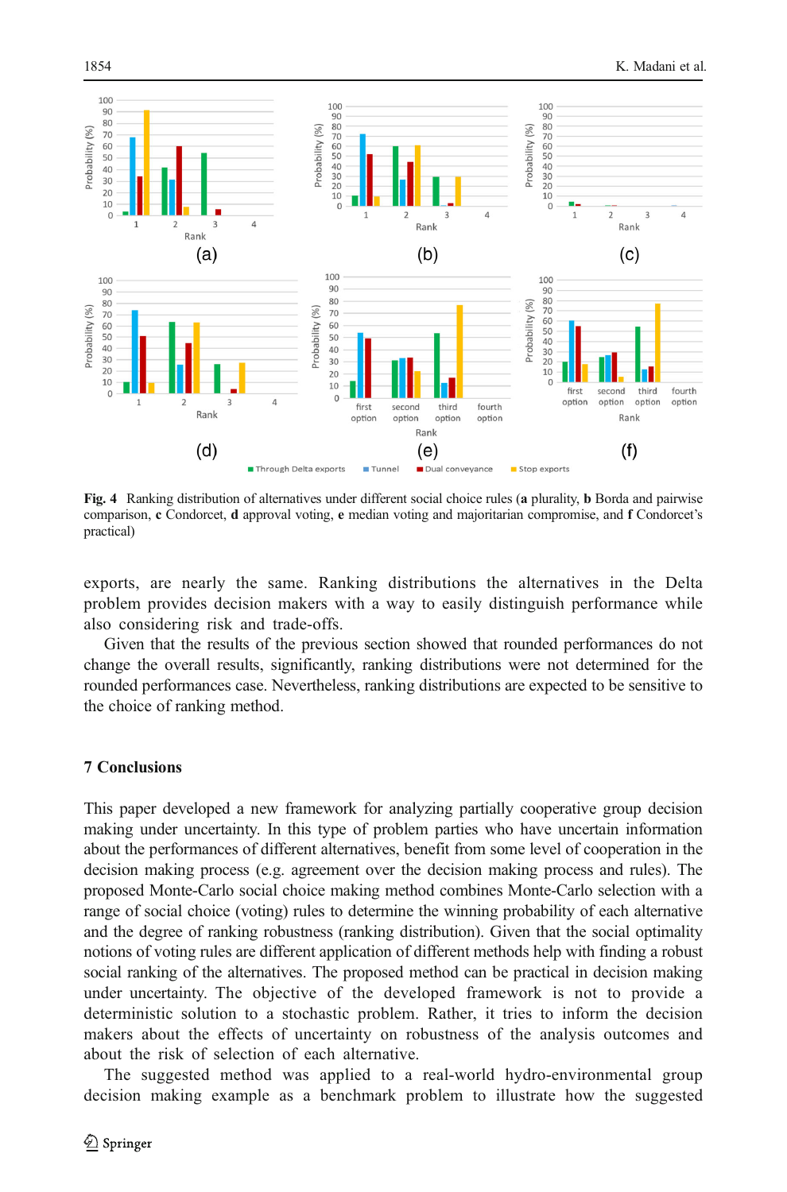Fig. 4 Ranking distribution of alternatives under different social choice rules (**a** plurality, **b** Borda and pairwise comparison, **c** Condorcet, **d** approval voting, **e** median voting and majoritarian compromise, and **f** Condorcet's practical)

exports, are nearly the same. Ranking distributions the alternatives in the Delta problem provides decision makers with a way to easily distinguish performance while also considering risk and trade-offs.

Given that the results of the previous section showed that rounded performances do not change the overall results, significantly, ranking distributions were not determined for the rounded performances case. Nevertheless, ranking distributions are expected to be sensitive to the choice of ranking method.

## 7 Conclusions

This paper developed a new framework for analyzing partially cooperative group decision making under uncertainty. In this type of problem parties who have uncertain information about the performances of different alternatives, benefit from some level of cooperation in the decision making process (e.g. agreement over the decision making process and rules). The proposed Monte-Carlo social choice making method combines Monte-Carlo selection with a range of social choice (voting) rules to determine the winning probability of each alternative and the degree of ranking robustness (ranking distribution). Given that the social optimality notions of voting rules are different application of different methods help with finding a robust social ranking of the alternatives. The proposed method can be practical in decision making under uncertainty. The objective of the developed framework is not to provide a deterministic solution to a stochastic problem. Rather, it tries to inform the decision makers about the effects of uncertainty on robustness of the analysis outcomes and about the risk of selection of each alternative.

The suggested method was applied to a real-world hydro-environmental group decision making example as a benchmark problem to illustrate how the suggested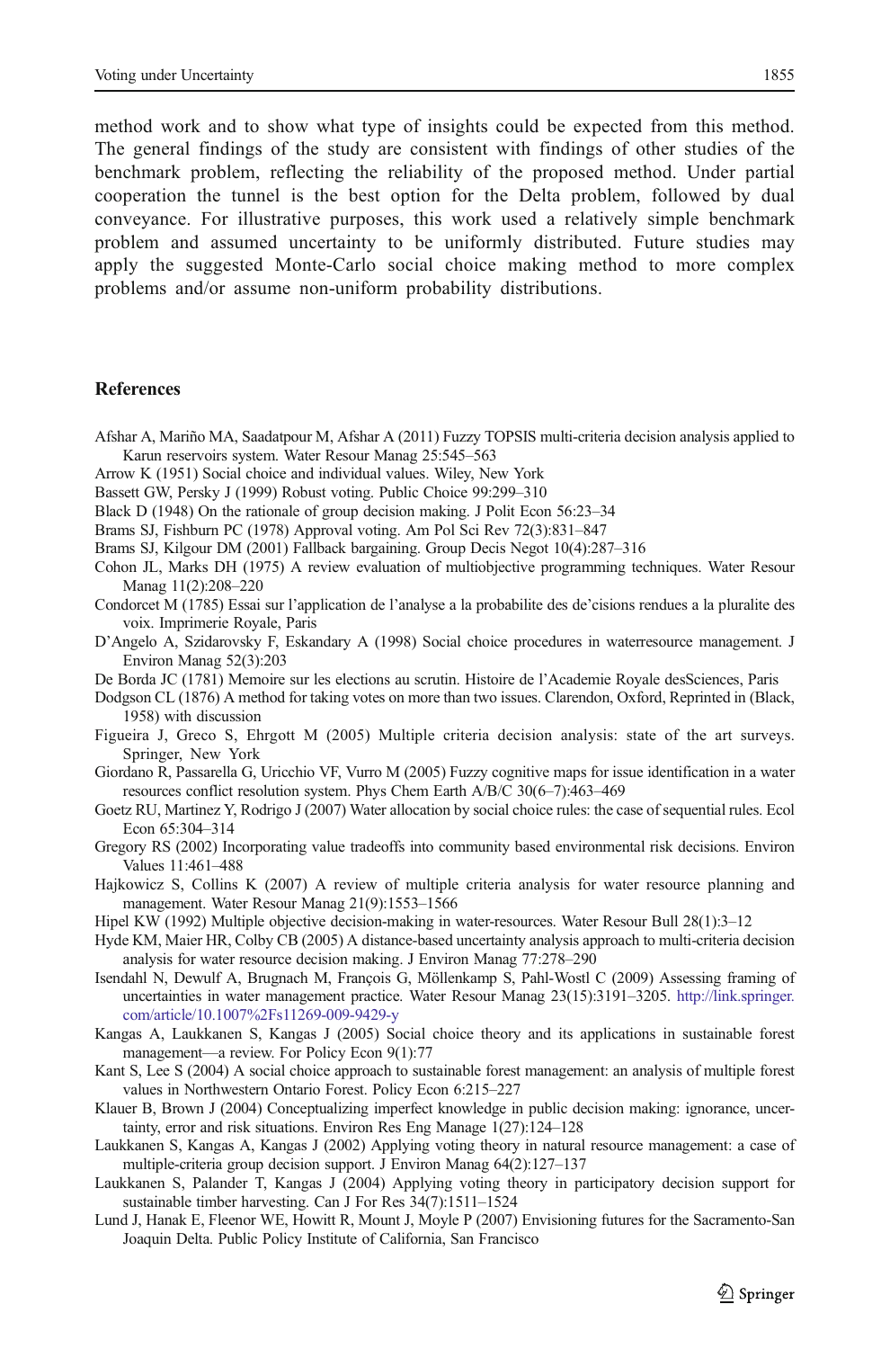method work and to show what type of insights could be expected from this method. The general findings of the study are consistent with findings of other studies of the benchmark problem, reflecting the reliability of the proposed method. Under partial cooperation the tunnel is the best option for the Delta problem, followed by dual conveyance. For illustrative purposes, this work used a relatively simple benchmark problem and assumed uncertainty to be uniformly distributed. Future studies may apply the suggested Monte-Carlo social choice making method to more complex problems and/or assume non-uniform probability distributions.

## References

Afshar A, Mariño MA, Saadatpour M, Afshar A (2011) Fuzzy TOPSIS multi-criteria decision analysis applied to Karun reservoirs system. Water Resour Manag 25:545–563

Arrow K (1951) Social choice and individual values. Wiley, New York

Bassett GW, Persky J (1999) Robust voting. Public Choice 99:299–310

Black D (1948) On the rationale of group decision making. J Polit Econ 56:23–34

Brams SJ, Fishburn PC (1978) Approval voting. Am Pol Sci Rev 72(3):831–847

Brams SJ, Kilgour DM (2001) Fallback bargaining. Group Decis Negot 10(4):287–316

Cohon JL, Marks DH (1975) A review evaluation of multiobjective programming techniques. Water Resour Manag 11(2):208–220

Condorcet M (1785) Essai sur l'application de l'analyse a la probabilite des de'cisions rendues a la pluralite des voix. Imprimerie Royale, Paris

D'Angelo A, Szidarovsky F, Eskandary A (1998) Social choice procedures in waterresource management. J Environ Manag 52(3):203

De Borda JC (1781) Memoire sur les elections au scrutin. Histoire de l'Academie Royale desSciences, Paris

Dodgson CL (1876) A method for taking votes on more than two issues. Clarendon, Oxford, Reprinted in (Black, 1958) with discussion

Figueira J, Greco S, Ehrgott M (2005) Multiple criteria decision analysis: state of the art surveys. Springer, New York

Giordano R, Passarella G, Uricchio VF, Vurro M (2005) Fuzzy cognitive maps for issue identification in a water resources conflict resolution system. Phys Chem Earth A/B/C 30(6–7):463–469

Goetz RU, Martinez Y, Rodrigo J (2007) Water allocation by social choice rules: the case of sequential rules. Ecol Econ 65:304–314

Gregory RS (2002) Incorporating value tradeoffs into community based environmental risk decisions. Environ Values 11:461–488

Hajkowicz S, Collins K (2007) A review of multiple criteria analysis for water resource planning and management. Water Resour Manag 21(9):1553–1566

Hipel KW (1992) Multiple objective decision-making in water-resources. Water Resour Bull 28(1):3–12

Hyde KM, Maier HR, Colby CB (2005) A distance-based uncertainty analysis approach to multi-criteria decision analysis for water resource decision making. J Environ Manag 77:278–290

Isendahl N, Dewulf A, Brugnach M, François G, Möllenkamp S, Pahl-Wostl C (2009) Assessing framing of uncertainties in water management practice. Water Resour Manag 23(15):3191–3205. http://link.springer.com/article/10.1007%2Fs11269-009-9429-y

Kangas A, Laukkanen S, Kangas J (2005) Social choice theory and its applications in sustainable forest management—a review. For Policy Econ 9(1):77

Kant S, Lee S (2004) A social choice approach to sustainable forest management: an analysis of multiple forest values in Northwestern Ontario Forest. Policy Econ 6:215–227

Klauer B, Brown J (2004) Conceptualizing imperfect knowledge in public decision making: ignorance, uncertainty, error and risk situations. Environ Res Eng Manage 1(27):124–128

Laukkanen S, Kangas A, Kangas J (2002) Applying voting theory in natural resource management: a case of multiple-criteria group decision support. J Environ Manag 64(2):127–137

Laukkanen S, Palander T, Kangas J (2004) Applying voting theory in participatory decision support for sustainable timber harvesting. Can J For Res 34(7):1511–1524

Lund J, Hanak E, Fleenor WE, Howitt R, Mount J, Moyle P (2007) Envisioning futures for the Sacramento-San Joaquin Delta. Public Policy Institute of California, San Francisco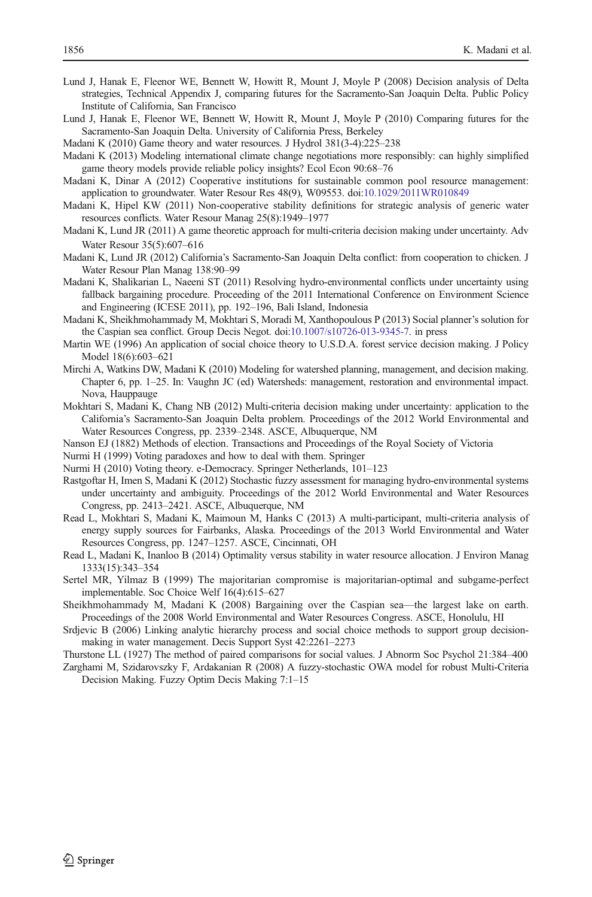Lund J, Hanak E, Fleenor WE, Bennett W, Howitt R, Mount J, Moyle P (2008) Decision analysis of Delta strategies, Technical Appendix J, comparing futures for the Sacramento-San Joaquin Delta. Public Policy Institute of California, San Francisco

Lund J, Hanak E, Fleenor WE, Bennett W, Howitt R, Mount J, Moyle P (2010) Comparing futures for the Sacramento-San Joaquin Delta. University of California Press, Berkeley

Madani K (2010) Game theory and water resources. J Hydrol 381(3-4):225–238

Madani K (2013) Modeling international climate change negotiations more responsibly: can highly simplified game theory models provide reliable policy insights? Ecol Econ 90:68–76

Madani K, Dinar A (2012) Cooperative institutions for sustainable common pool resource management: application to groundwater. Water Resour Res 48(9), W09553. doi:10.1029/2011WR010849

Madani K, Hipel KW (2011) Non-cooperative stability definitions for strategic analysis of generic water resources conflicts. Water Resour Manag 25(8):1949–1977

Madani K, Lund JR (2011) A game theoretic approach for multi-criteria decision making under uncertainty. Adv Water Resour 35(5):607–616

Madani K, Lund JR (2012) California's Sacramento-San Joaquin Delta conflict: from cooperation to chicken. J Water Resour Plan Manag 138:90–99

Madani K, Shalikarian L, Naeeni ST (2011) Resolving hydro-environmental conflicts under uncertainty using fallback bargaining procedure. Proceeding of the 2011 International Conference on Environment Science and Engineering (ICESE 2011), pp. 192–196, Bali Island, Indonesia

Madani K, Sheikhmohammady M, Mokhtari S, Moradi M, Xanthopoulous P (2013) Social planner's solution for the Caspian sea conflict. Group Decis Negot. doi:10.1007/s10726-013-9345-7. in press

Martin WE (1996) An application of social choice theory to U.S.D.A. forest service decision making. J Policy Model 18(6):603–621

Mirchi A, Watkins DW, Madani K (2010) Modeling for watershed planning, management, and decision making. Chapter 6, pp. 1–25. In: Vaughn JC (ed) Watersheds: management, restoration and environmental impact. Nova, Hauppauge

Mokhtari S, Madani K, Chang NB (2012) Multi-criteria decision making under uncertainty: application to the California's Sacramento-San Joaquin Delta problem. Proceedings of the 2012 World Environmental and Water Resources Congress, pp. 2339–2348. ASCE, Albuquerque, NM

Nanson EJ (1882) Methods of election. Transactions and Proceedings of the Royal Society of Victoria

Nurmi H (1999) Voting paradoxes and how to deal with them. Springer

Nurmi H (2010) Voting theory. e-Democracy. Springer Netherlands, 101–123

Rastgoftar H, Imen S, Madani K (2012) Stochastic fuzzy assessment for managing hydro-environmental systems under uncertainty and ambiguity. Proceedings of the 2012 World Environmental and Water Resources Congress, pp. 2413–2421. ASCE, Albuquerque, NM

Read L, Mokhtari S, Madani K, Maimoun M, Hanks C (2013) A multi-participant, multi-criteria analysis of energy supply sources for Fairbanks, Alaska. Proceedings of the 2013 World Environmental and Water Resources Congress, pp. 1247–1257. ASCE, Cincinnati, OH

Read L, Madani K, Inanloo B (2014) Optimality versus stability in water resource allocation. J Environ Manag 1333(15):343–354

Sertel MR, Yilmaz B (1999) The majoritarian compromise is majoritarian-optimal and subgame-perfect implementable. Soc Choice Welf 16(4):615–627

Sheikhmohammady M, Madani K (2008) Bargaining over the Caspian sea—the largest lake on earth. Proceedings of the 2008 World Environmental and Water Resources Congress. ASCE, Honolulu, HI

Srdjevic B (2006) Linking analytic hierarchy process and social choice methods to support group decision-making in water management. Decis Support Syst 42:2261–2273

Thurstone LL (1927) The method of paired comparisons for social values. J Abnorm Soc Psychol 21:384–400

Zarghami M, Szidarovszky F, Ardakanian R (2008) A fuzzy-stochastic OWA model for robust Multi-Criteria Decision Making. Fuzzy Optim Decis Making 7:1–15